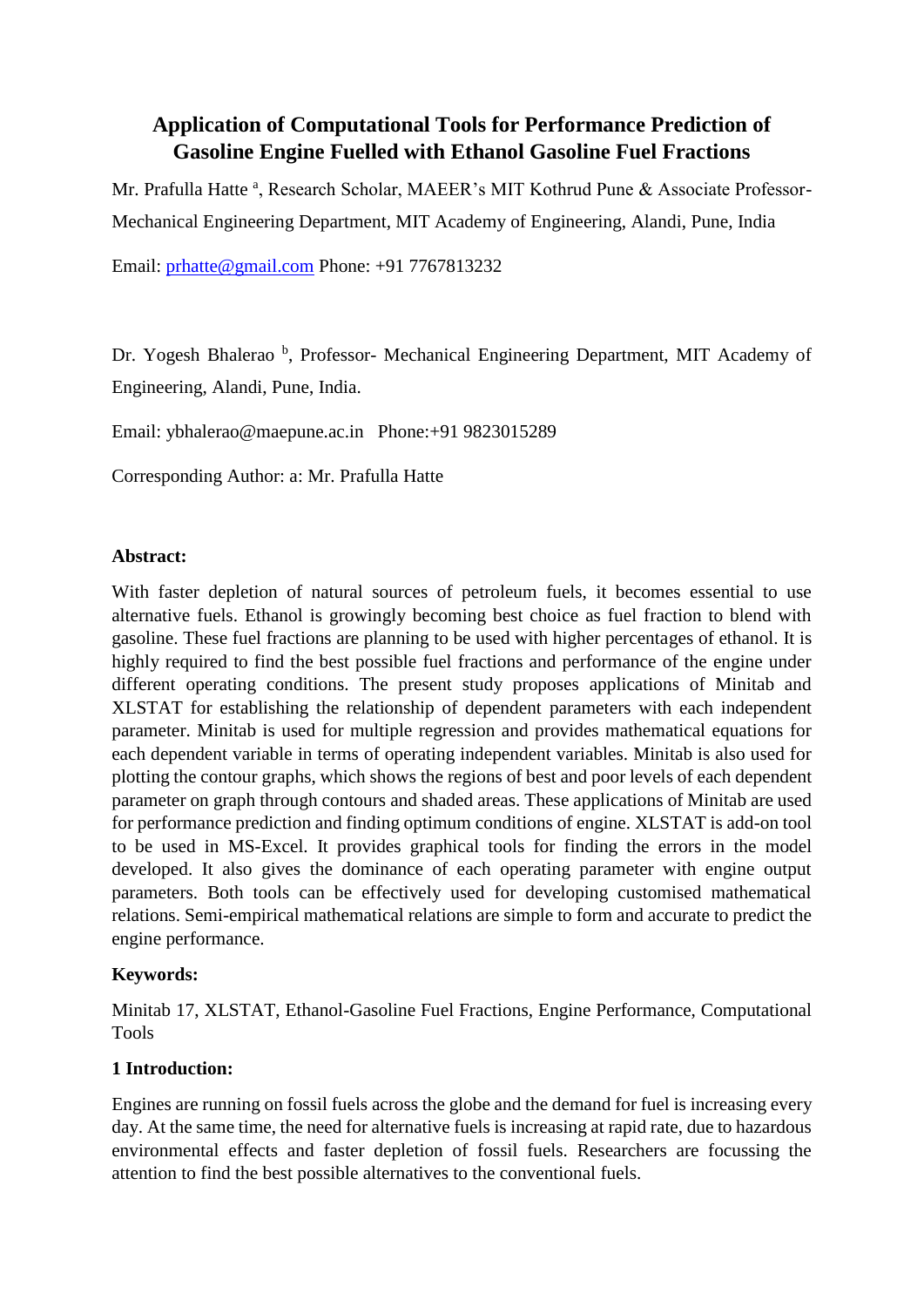# Application of Computational Tools for Performance Prediction of Gasoline Engine Fuelled with Ethanol Gasoline Fuel Fractions

Mr. Prafulla Hatte [a], Research Scholar, MAEER's MIT Kothrud Pune & Associate Professor-Mechanical Engineering Department, MIT Academy of Engineering, Alandi, Pune, India

Email: prhatte@gmail.com Phone: +91 7767813232

Dr. Yogesh Bhalerao [b], Professor- Mechanical Engineering Department, MIT Academy of Engineering, Alandi, Pune, India.

Email: ybhalerao@maepune.ac.in Phone:+91 9823015289

Corresponding Author: a: Mr. Prafulla Hatte

**Abstract:**

With faster depletion of natural sources of petroleum fuels, it becomes essential to use alternative fuels. Ethanol is growingly becoming best choice as fuel fraction to blend with gasoline. These fuel fractions are planning to be used with higher percentages of ethanol. It is highly required to find the best possible fuel fractions and performance of the engine under different operating conditions. The present study proposes applications of Minitab and XLSTAT for establishing the relationship of dependent parameters with each independent parameter. Minitab is used for multiple regression and provides mathematical equations for each dependent variable in terms of operating independent variables. Minitab is also used for plotting the contour graphs, which shows the regions of best and poor levels of each dependent parameter on graph through contours and shaded areas. These applications of Minitab are used for performance prediction and finding optimum conditions of engine. XLSTAT is add-on tool to be used in MS-Excel. It provides graphical tools for finding the errors in the model developed. It also gives the dominance of each operating parameter with engine output parameters. Both tools can be effectively used for developing customised mathematical relations. Semi-empirical mathematical relations are simple to form and accurate to predict the engine performance.

**Keywords:**

Minitab 17, XLSTAT, Ethanol-Gasoline Fuel Fractions, Engine Performance, Computational Tools

**1 Introduction:**

Engines are running on fossil fuels across the globe and the demand for fuel is increasing every day. At the same time, the need for alternative fuels is increasing at rapid rate, due to hazardous environmental effects and faster depletion of fossil fuels. Researchers are focussing the attention to find the best possible alternatives to the conventional fuels.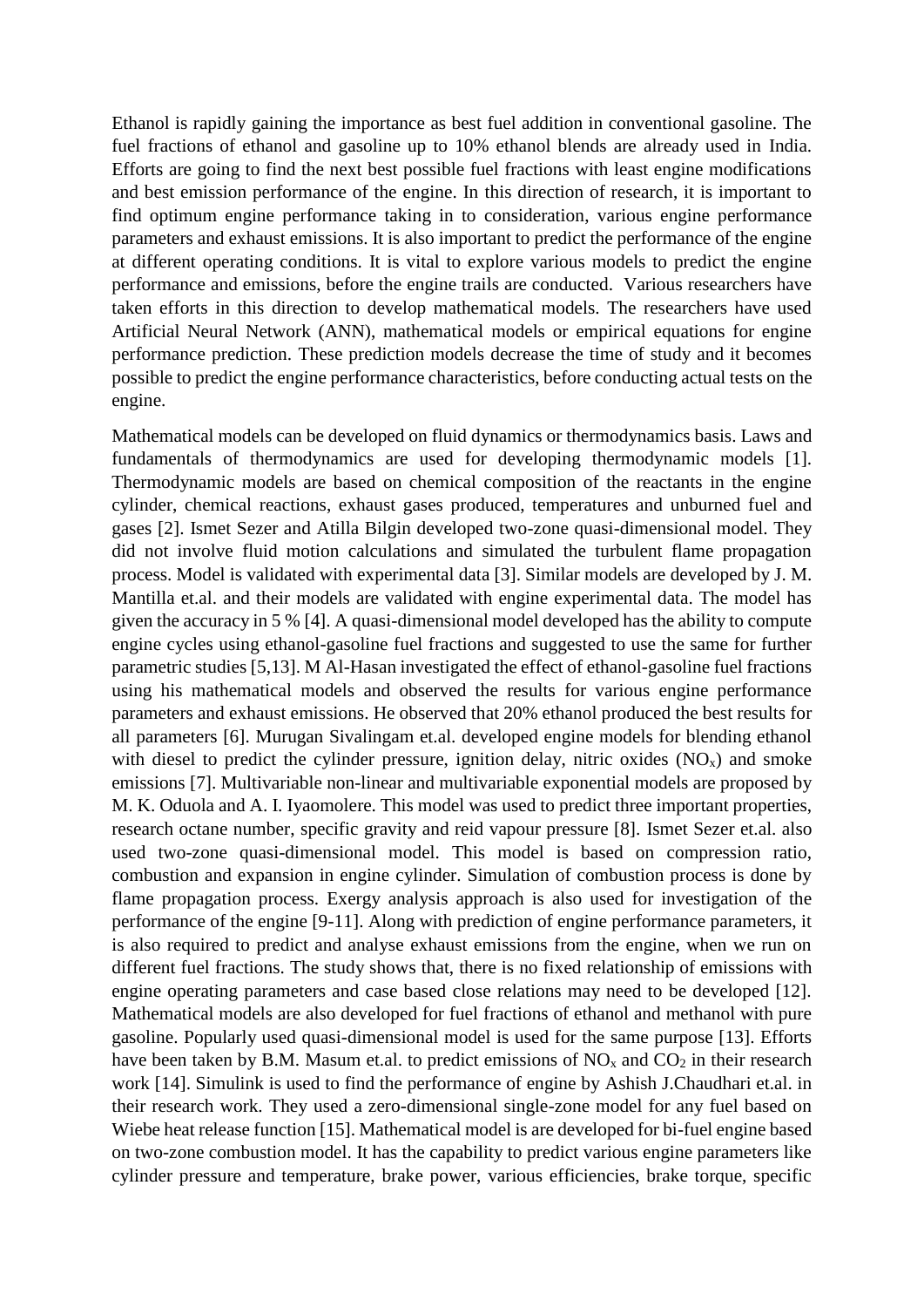Ethanol is rapidly gaining the importance as best fuel addition in conventional gasoline. The fuel fractions of ethanol and gasoline up to 10% ethanol blends are already used in India. Efforts are going to find the next best possible fuel fractions with least engine modifications and best emission performance of the engine. In this direction of research, it is important to find optimum engine performance taking in to consideration, various engine performance parameters and exhaust emissions. It is also important to predict the performance of the engine at different operating conditions. It is vital to explore various models to predict the engine performance and emissions, before the engine trails are conducted. Various researchers have taken efforts in this direction to develop mathematical models. The researchers have used Artificial Neural Network (ANN), mathematical models or empirical equations for engine performance prediction. These prediction models decrease the time of study and it becomes possible to predict the engine performance characteristics, before conducting actual tests on the engine.

Mathematical models can be developed on fluid dynamics or thermodynamics basis. Laws and fundamentals of thermodynamics are used for developing thermodynamic models [1]. Thermodynamic models are based on chemical composition of the reactants in the engine cylinder, chemical reactions, exhaust gases produced, temperatures and unburned fuel and gases [2]. Ismet Sezer and Atilla Bilgin developed two-zone quasi-dimensional model. They did not involve fluid motion calculations and simulated the turbulent flame propagation process. Model is validated with experimental data [3]. Similar models are developed by J. M. Mantilla et.al. and their models are validated with engine experimental data. The model has given the accuracy in 5 % [4]. A quasi-dimensional model developed has the ability to compute engine cycles using ethanol-gasoline fuel fractions and suggested to use the same for further parametric studies [5,13]. M Al-Hasan investigated the effect of ethanol-gasoline fuel fractions using his mathematical models and observed the results for various engine performance parameters and exhaust emissions. He observed that 20% ethanol produced the best results for all parameters [6]. Murugan Sivalingam et.al. developed engine models for blending ethanol with diesel to predict the cylinder pressure, ignition delay, nitric oxides ($NO_x$) and smoke emissions [7]. Multivariable non-linear and multivariable exponential models are proposed by M. K. Oduola and A. I. Iyaomolere. This model was used to predict three important properties, research octane number, specific gravity and reid vapour pressure [8]. Ismet Sezer et.al. also used two-zone quasi-dimensional model. This model is based on compression ratio, combustion and expansion in engine cylinder. Simulation of combustion process is done by flame propagation process. Exergy analysis approach is also used for investigation of the performance of the engine [9-11]. Along with prediction of engine performance parameters, it is also required to predict and analyse exhaust emissions from the engine, when we run on different fuel fractions. The study shows that, there is no fixed relationship of emissions with engine operating parameters and case based close relations may need to be developed [12]. Mathematical models are also developed for fuel fractions of ethanol and methanol with pure gasoline. Popularly used quasi-dimensional model is used for the same purpose [13]. Efforts have been taken by B.M. Masum et.al. to predict emissions of $NO_x$ and $CO_2$ in their research work [14]. Simulink is used to find the performance of engine by Ashish J.Chaudhari et.al. in their research work. They used a zero-dimensional single-zone model for any fuel based on Wiebe heat release function [15]. Mathematical model is are developed for bi-fuel engine based on two-zone combustion model. It has the capability to predict various engine parameters like cylinder pressure and temperature, brake power, various efficiencies, brake torque, specific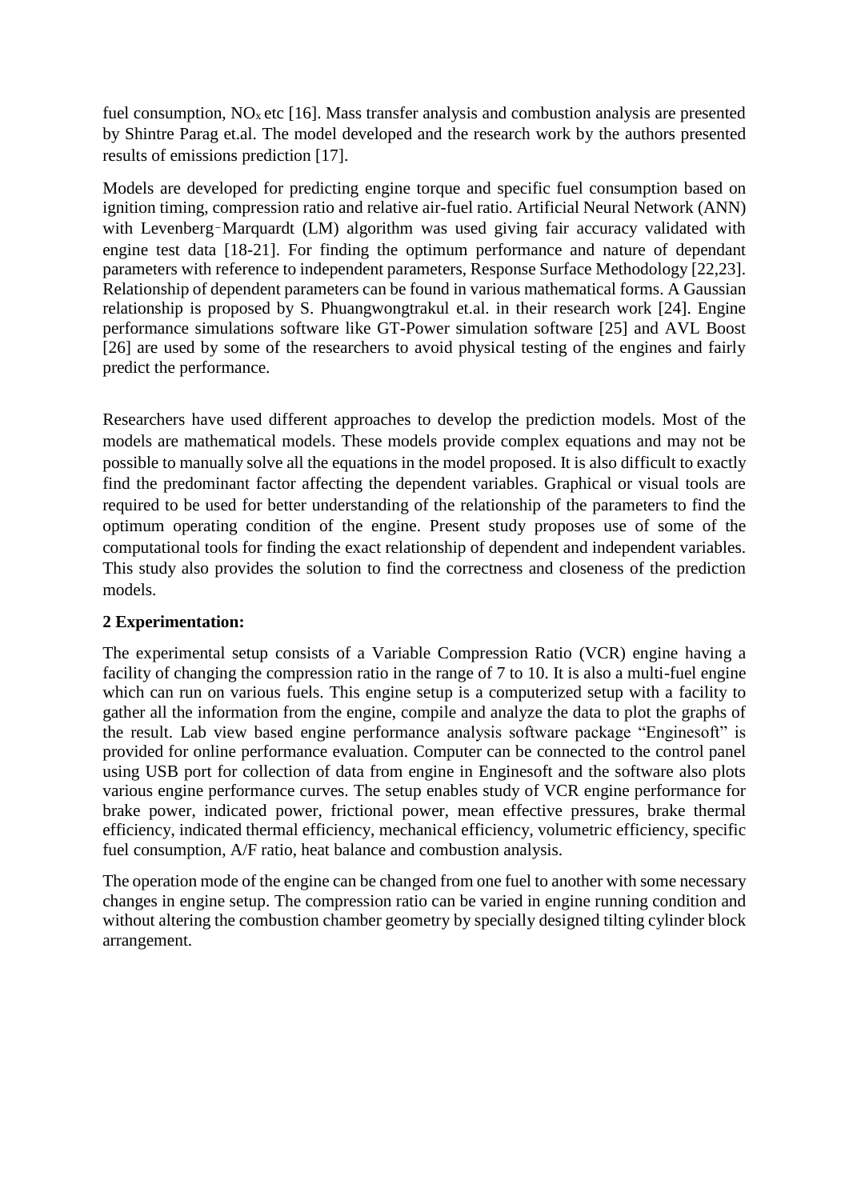fuel consumption, $NO_x$ etc [16]. Mass transfer analysis and combustion analysis are presented by Shintre Parag et.al. The model developed and the research work by the authors presented results of emissions prediction [17].

Models are developed for predicting engine torque and specific fuel consumption based on ignition timing, compression ratio and relative air-fuel ratio. Artificial Neural Network (ANN) with Levenberg‑Marquardt (LM) algorithm was used giving fair accuracy validated with engine test data [18-21]. For finding the optimum performance and nature of dependant parameters with reference to independent parameters, Response Surface Methodology [22,23]. Relationship of dependent parameters can be found in various mathematical forms. A Gaussian relationship is proposed by S. Phuangwongtrakul et.al. in their research work [24]. Engine performance simulations software like GT-Power simulation software [25] and AVL Boost [26] are used by some of the researchers to avoid physical testing of the engines and fairly predict the performance.

Researchers have used different approaches to develop the prediction models. Most of the models are mathematical models. These models provide complex equations and may not be possible to manually solve all the equations in the model proposed. It is also difficult to exactly find the predominant factor affecting the dependent variables. Graphical or visual tools are required to be used for better understanding of the relationship of the parameters to find the optimum operating condition of the engine. Present study proposes use of some of the computational tools for finding the exact relationship of dependent and independent variables. This study also provides the solution to find the correctness and closeness of the prediction models.

## 2 Experimentation:

The experimental setup consists of a Variable Compression Ratio (VCR) engine having a facility of changing the compression ratio in the range of 7 to 10. It is also a multi-fuel engine which can run on various fuels. This engine setup is a computerized setup with a facility to gather all the information from the engine, compile and analyze the data to plot the graphs of the result. Lab view based engine performance analysis software package "Enginesoft" is provided for online performance evaluation. Computer can be connected to the control panel using USB port for collection of data from engine in Enginesoft and the software also plots various engine performance curves. The setup enables study of VCR engine performance for brake power, indicated power, frictional power, mean effective pressures, brake thermal efficiency, indicated thermal efficiency, mechanical efficiency, volumetric efficiency, specific fuel consumption, A/F ratio, heat balance and combustion analysis.

The operation mode of the engine can be changed from one fuel to another with some necessary changes in engine setup. The compression ratio can be varied in engine running condition and without altering the combustion chamber geometry by specially designed tilting cylinder block arrangement.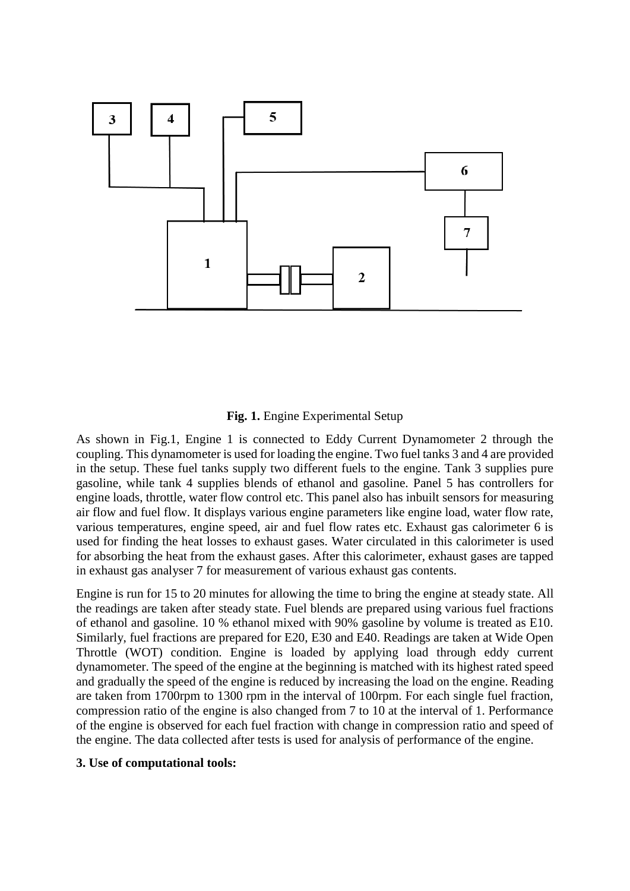**Fig. 1.** Engine Experimental Setup

As shown in Fig.1, Engine 1 is connected to Eddy Current Dynamometer 2 through the coupling. This dynamometer is used for loading the engine. Two fuel tanks 3 and 4 are provided in the setup. These fuel tanks supply two different fuels to the engine. Tank 3 supplies pure gasoline, while tank 4 supplies blends of ethanol and gasoline. Panel 5 has controllers for engine loads, throttle, water flow control etc. This panel also has inbuilt sensors for measuring air flow and fuel flow. It displays various engine parameters like engine load, water flow rate, various temperatures, engine speed, air and fuel flow rates etc. Exhaust gas calorimeter 6 is used for finding the heat losses to exhaust gases. Water circulated in this calorimeter is used for absorbing the heat from the exhaust gases. After this calorimeter, exhaust gases are tapped in exhaust gas analyser 7 for measurement of various exhaust gas contents.

Engine is run for 15 to 20 minutes for allowing the time to bring the engine at steady state. All the readings are taken after steady state. Fuel blends are prepared using various fuel fractions of ethanol and gasoline. 10 % ethanol mixed with 90% gasoline by volume is treated as E10. Similarly, fuel fractions are prepared for E20, E30 and E40. Readings are taken at Wide Open Throttle (WOT) condition. Engine is loaded by applying load through eddy current dynamometer. The speed of the engine at the beginning is matched with its highest rated speed and gradually the speed of the engine is reduced by increasing the load on the engine. Reading are taken from 1700rpm to 1300 rpm in the interval of 100rpm. For each single fuel fraction, compression ratio of the engine is also changed from 7 to 10 at the interval of 1. Performance of the engine is observed for each fuel fraction with change in compression ratio and speed of the engine. The data collected after tests is used for analysis of performance of the engine.

## 3. Use of computational tools: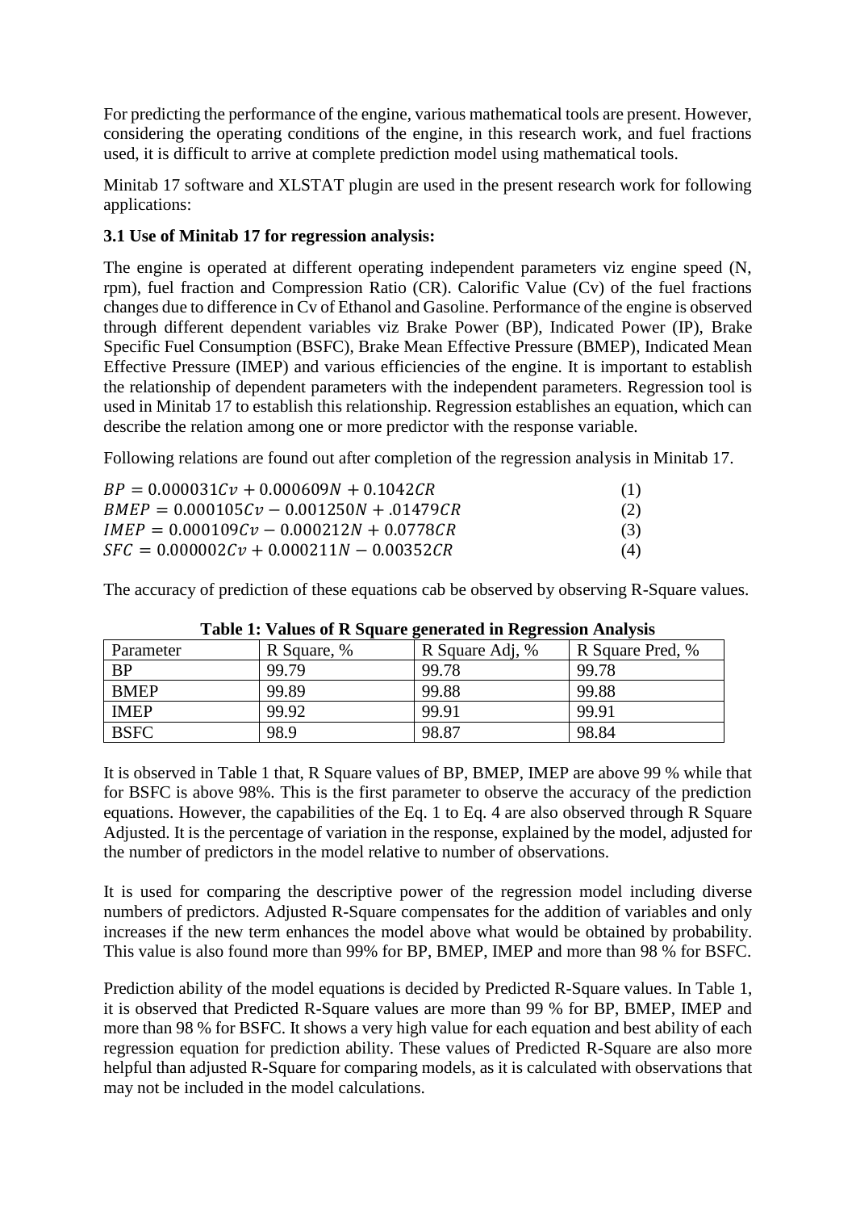For predicting the performance of the engine, various mathematical tools are present. However, considering the operating conditions of the engine, in this research work, and fuel fractions used, it is difficult to arrive at complete prediction model using mathematical tools.

Minitab 17 software and XLSTAT plugin are used in the present research work for following applications:

### 3.1 Use of Minitab 17 for regression analysis:

The engine is operated at different operating independent parameters viz engine speed (N, rpm), fuel fraction and Compression Ratio (CR). Calorific Value (Cv) of the fuel fractions changes due to difference in Cv of Ethanol and Gasoline. Performance of the engine is observed through different dependent variables viz Brake Power (BP), Indicated Power (IP), Brake Specific Fuel Consumption (BSFC), Brake Mean Effective Pressure (BMEP), Indicated Mean Effective Pressure (IMEP) and various efficiencies of the engine. It is important to establish the relationship of dependent parameters with the independent parameters. Regression tool is used in Minitab 17 to establish this relationship. Regression establishes an equation, which can describe the relation among one or more predictor with the response variable.

Following relations are found out after completion of the regression analysis in Minitab 17.

$$BP = 0.000031Cv + 0.000609N + 0.1042CR \quad (1)$$

$$BMEP = 0.000105Cv - 0.001250N + .01479CR \quad (2)$$

$$IMEP = 0.000109Cv - 0.000212N + 0.0778CR \quad (3)$$

$$SFC = 0.000002Cv + 0.000211N - 0.00352CR \quad (4)$$

The accuracy of prediction of these equations cab be observed by observing R-Square values.

**Table 1: Values of R Square generated in Regression Analysis**

| Parameter | R Square, % | R Square Adj, % | R Square Pred, % |
|---|---|---|---|
| BP | 99.79 | 99.78 | 99.78 |
| BMEP | 99.89 | 99.88 | 99.88 |
| IMEP | 99.92 | 99.91 | 99.91 |
| BSFC | 98.9 | 98.87 | 98.84 |

It is observed in Table 1 that, R Square values of BP, BMEP, IMEP are above 99 % while that for BSFC is above 98%. This is the first parameter to observe the accuracy of the prediction equations. However, the capabilities of the Eq. 1 to Eq. 4 are also observed through R Square Adjusted. It is the percentage of variation in the response, explained by the model, adjusted for the number of predictors in the model relative to number of observations.

It is used for comparing the descriptive power of the regression model including diverse numbers of predictors. Adjusted R-Square compensates for the addition of variables and only increases if the new term enhances the model above what would be obtained by probability. This value is also found more than 99% for BP, BMEP, IMEP and more than 98 % for BSFC.

Prediction ability of the model equations is decided by Predicted R-Square values. In Table 1, it is observed that Predicted R-Square values are more than 99 % for BP, BMEP, IMEP and more than 98 % for BSFC. It shows a very high value for each equation and best ability of each regression equation for prediction ability. These values of Predicted R-Square are also more helpful than adjusted R-Square for comparing models, as it is calculated with observations that may not be included in the model calculations.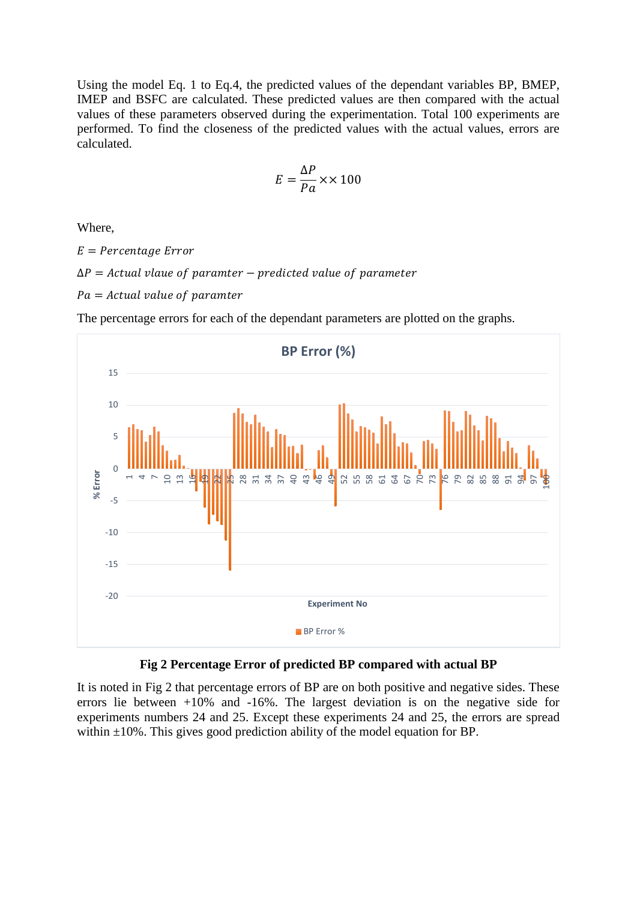Using the model Eq. 1 to Eq.4, the predicted values of the dependant variables BP, BMEP, IMEP and BSFC are calculated. These predicted values are then compared with the actual values of these parameters observed during the experimentation. Total 100 experiments are performed. To find the closeness of the predicted values with the actual values, errors are calculated.

$$E = \frac{\Delta P}{Pa} \times \times 100$$

Where,

$E = Percentage\ Error$

$\Delta P = Actual\ vlaue\ of\ paramter - predicted\ value\ of\ parameter$

$Pa = Actual\ value\ of\ paramter$

The percentage errors for each of the dependant parameters are plotted on the graphs.

**Fig 2 Percentage Error of predicted BP compared with actual BP**

It is noted in Fig 2 that percentage errors of BP are on both positive and negative sides. These errors lie between +10% and -16%. The largest deviation is on the negative side for experiments numbers 24 and 25. Except these experiments 24 and 25, the errors are spread within ±10%. This gives good prediction ability of the model equation for BP.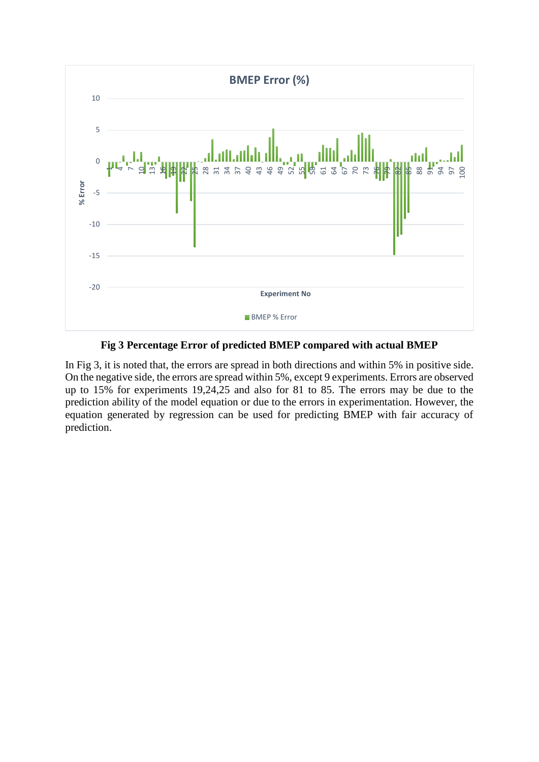**Fig 3 Percentage Error of predicted BMEP compared with actual BMEP**

In Fig 3, it is noted that, the errors are spread in both directions and within 5% in positive side. On the negative side, the errors are spread within 5%, except 9 experiments. Errors are observed up to 15% for experiments 19,24,25 and also for 81 to 85. The errors may be due to the prediction ability of the model equation or due to the errors in experimentation. However, the equation generated by regression can be used for predicting BMEP with fair accuracy of prediction.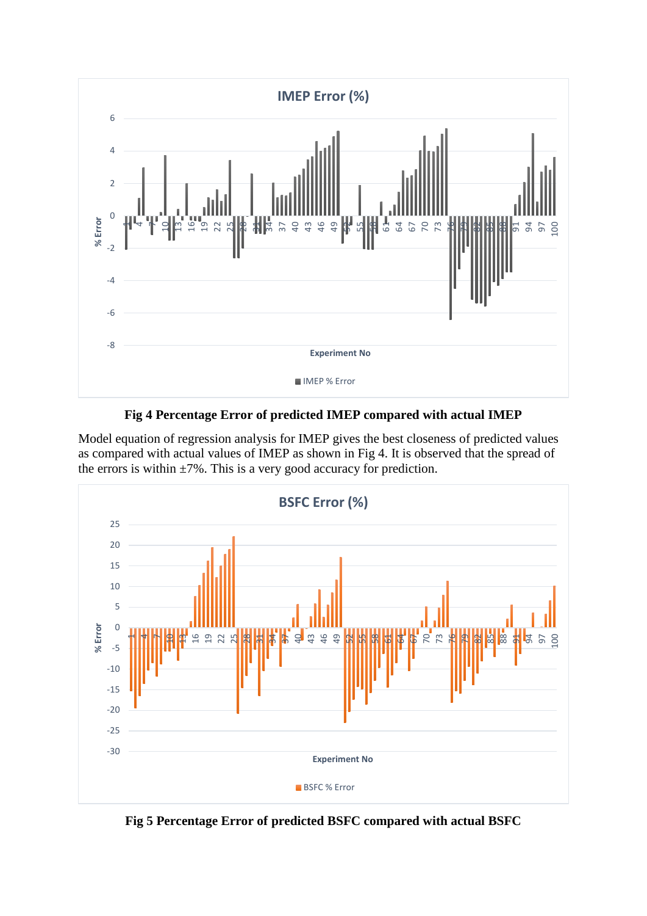**Fig 4 Percentage Error of predicted IMEP compared with actual IMEP**

Model equation of regression analysis for IMEP gives the best closeness of predicted values as compared with actual values of IMEP as shown in Fig 4. It is observed that the spread of the errors is within ±7%. This is a very good accuracy for prediction.

**Fig 5 Percentage Error of predicted BSFC compared with actual BSFC**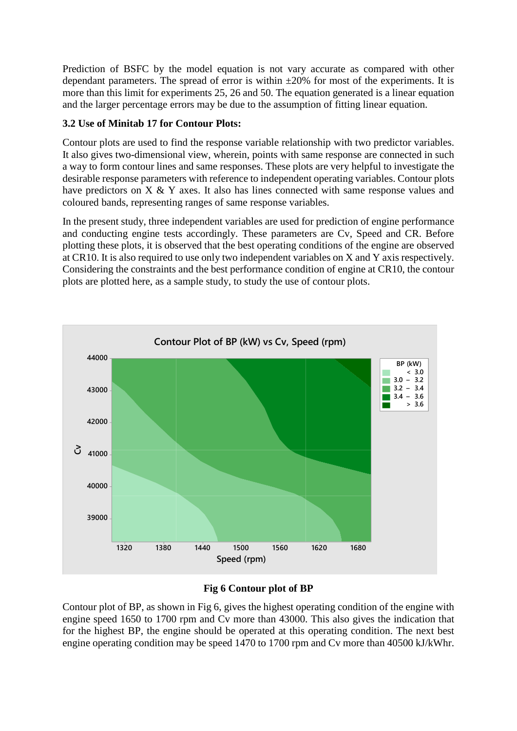Prediction of BSFC by the model equation is not vary accurate as compared with other dependant parameters. The spread of error is within ±20% for most of the experiments. It is more than this limit for experiments 25, 26 and 50. The equation generated is a linear equation and the larger percentage errors may be due to the assumption of fitting linear equation.

### 3.2 Use of Minitab 17 for Contour Plots:

Contour plots are used to find the response variable relationship with two predictor variables. It also gives two-dimensional view, wherein, points with same response are connected in such a way to form contour lines and same responses. These plots are very helpful to investigate the desirable response parameters with reference to independent operating variables. Contour plots have predictors on X & Y axes. It also has lines connected with same response values and coloured bands, representing ranges of same response variables.

In the present study, three independent variables are used for prediction of engine performance and conducting engine tests accordingly. These parameters are Cv, Speed and CR. Before plotting these plots, it is observed that the best operating conditions of the engine are observed at CR10. It is also required to use only two independent variables on X and Y axis respectively. Considering the constraints and the best performance condition of engine at CR10, the contour plots are plotted here, as a sample study, to study the use of contour plots.

**Fig 6 Contour plot of BP**

Contour plot of BP, as shown in Fig 6, gives the highest operating condition of the engine with engine speed 1650 to 1700 rpm and Cv more than 43000. This also gives the indication that for the highest BP, the engine should be operated at this operating condition. The next best engine operating condition may be speed 1470 to 1700 rpm and Cv more than 40500 kJ/kWhr.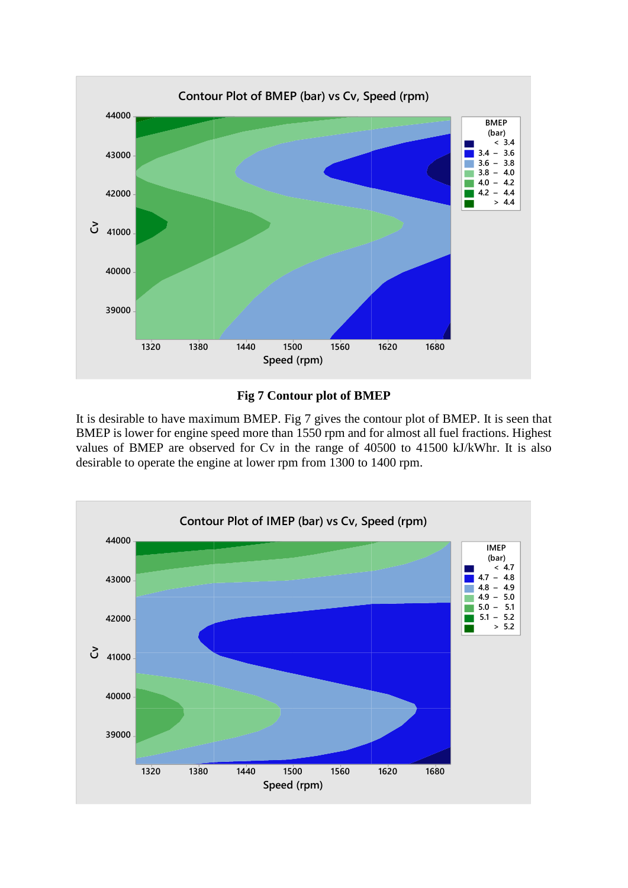**Fig 7 Contour plot of BMEP**

It is desirable to have maximum BMEP. Fig 7 gives the contour plot of BMEP. It is seen that BMEP is lower for engine speed more than 1550 rpm and for almost all fuel fractions. Highest values of BMEP are observed for Cv in the range of 40500 to 41500 kJ/kWhr. It is also desirable to operate the engine at lower rpm from 1300 to 1400 rpm.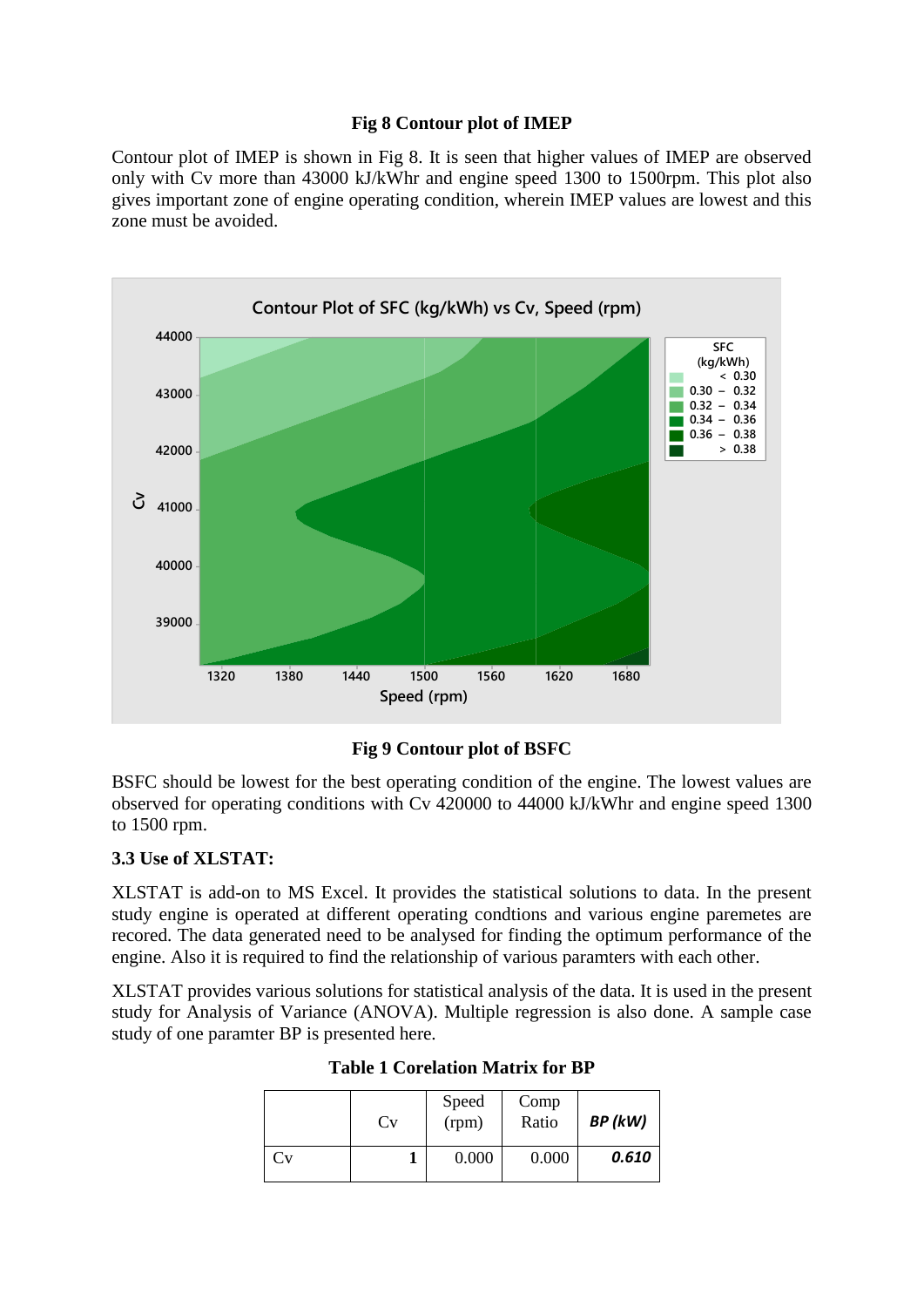**Fig 8 Contour plot of IMEP**

Contour plot of IMEP is shown in Fig 8. It is seen that higher values of IMEP are observed only with Cv more than 43000 kJ/kWhr and engine speed 1300 to 1500rpm. This plot also gives important zone of engine operating condition, wherein IMEP values are lowest and this zone must be avoided.

**Fig 9 Contour plot of BSFC**

BSFC should be lowest for the best operating condition of the engine. The lowest values are observed for operating conditions with Cv 420000 to 44000 kJ/kWhr and engine speed 1300 to 1500 rpm.

### 3.3 Use of XLSTAT:

XLSTAT is add-on to MS Excel. It provides the statistical solutions to data. In the present study engine is operated at different operating condtions and various engine paremetes are recored. The data generated need to be analysed for finding the optimum performance of the engine. Also it is required to find the relationship of various paramters with each other.

XLSTAT provides various solutions for statistical analysis of the data. It is used in the present study for Analysis of Variance (ANOVA). Multiple regression is also done. A sample case study of one paramter BP is presented here.

**Table 1 Corelation Matrix for BP**

| | Cv | Speed (rpm) | Comp Ratio | ***BP (kW)*** |
|---|---|---|---|---|
| Cv | **1** | 0.000 | 0.000 | ***0.610*** |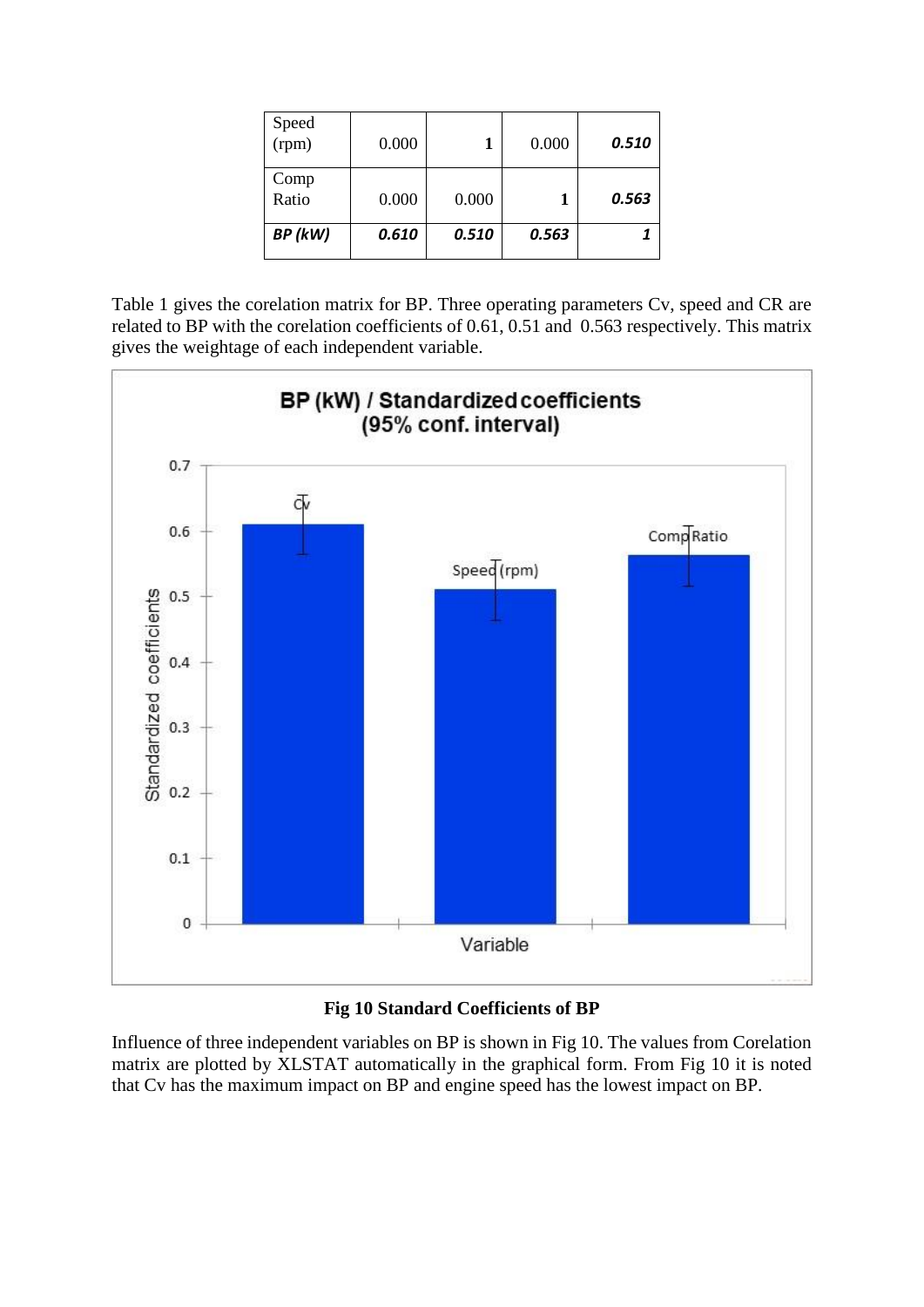| Speed (rpm) | 0.000 | 1 | 0.000 | ***0.510*** |
|---|---|---|---|---|
| Comp Ratio | 0.000 | 0.000 | 1 | ***0.563*** |
| ***BP (kW)*** | ***0.610*** | ***0.510*** | ***0.563*** | ***1*** |

Table 1 gives the corelation matrix for BP. Three operating parameters Cv, speed and CR are related to BP with the corelation coefficients of 0.61, 0.51 and 0.563 respectively. This matrix gives the weightage of each independent variable.

**Fig 10 Standard Coefficients of BP**

Influence of three independent variables on BP is shown in Fig 10. The values from Corelation matrix are plotted by XLSTAT automatically in the graphical form. From Fig 10 it is noted that Cv has the maximum impact on BP and engine speed has the lowest impact on BP.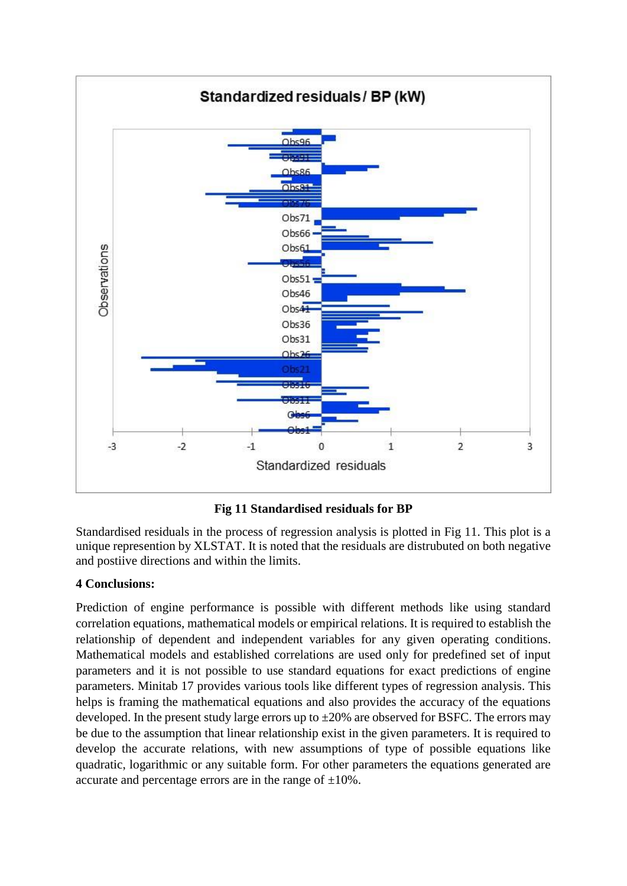**Fig 11 Standardised residuals for BP**

Standardised residuals in the process of regression analysis is plotted in Fig 11. This plot is a unique represention by XLSTAT. It is noted that the residuals are distrubuted on both negative and postiive directions and within the limits.

**4 Conclusions:**

Prediction of engine performance is possible with different methods like using standard correlation equations, mathematical models or empirical relations. It is required to establish the relationship of dependent and independent variables for any given operating conditions. Mathematical models and established correlations are used only for predefined set of input parameters and it is not possible to use standard equations for exact predictions of engine parameters. Minitab 17 provides various tools like different types of regression analysis. This helps is framing the mathematical equations and also provides the accuracy of the equations developed. In the present study large errors up to ±20% are observed for BSFC. The errors may be due to the assumption that linear relationship exist in the given parameters. It is required to develop the accurate relations, with new assumptions of type of possible equations like quadratic, logarithmic or any suitable form. For other parameters the equations generated are accurate and percentage errors are in the range of ±10%.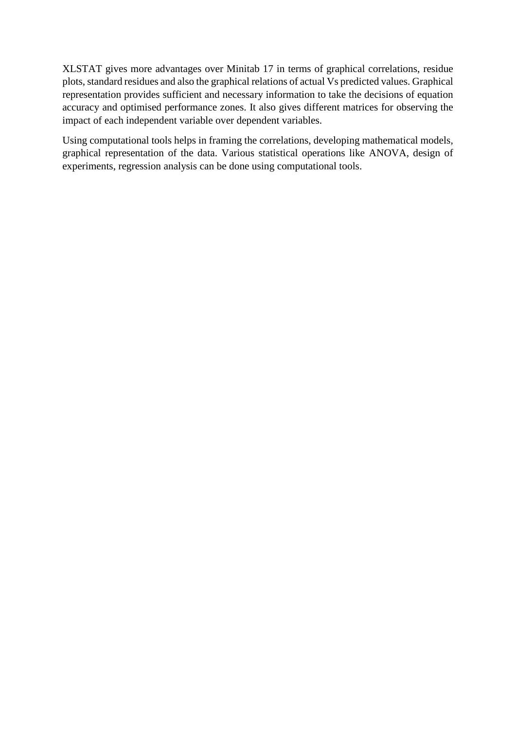XLSTAT gives more advantages over Minitab 17 in terms of graphical correlations, residue plots, standard residues and also the graphical relations of actual Vs predicted values. Graphical representation provides sufficient and necessary information to take the decisions of equation accuracy and optimised performance zones. It also gives different matrices for observing the impact of each independent variable over dependent variables.

Using computational tools helps in framing the correlations, developing mathematical models, graphical representation of the data. Various statistical operations like ANOVA, design of experiments, regression analysis can be done using computational tools.